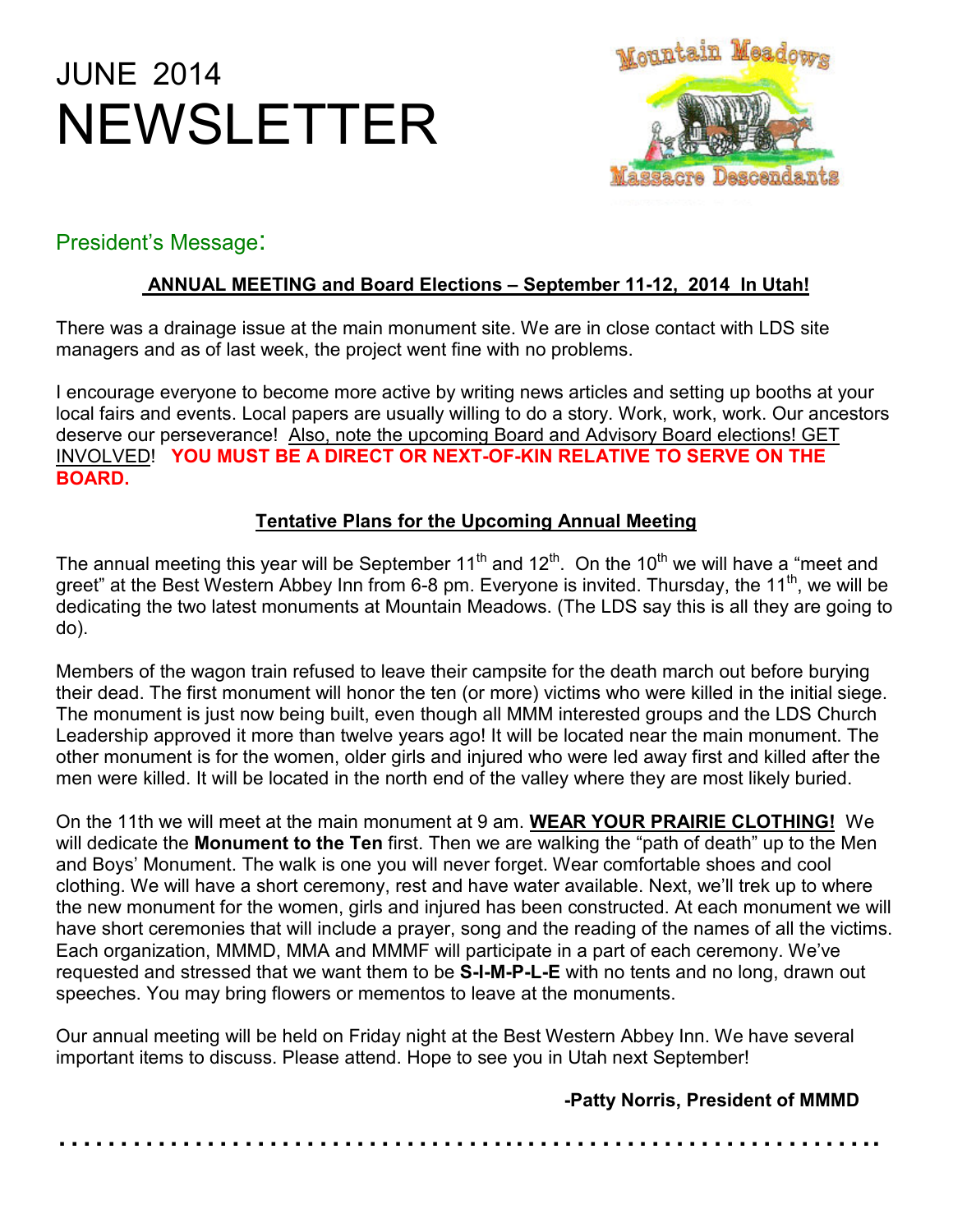# JUNE 2014 NEWSLETTER

Mountain Meadows Massacre Descendants

## President's Message:

**ANNUAL MEETING and Board Elections – September 11-12, 2014 In Utah!**

There was a drainage issue at the main monument site. We are in close contact with LDS site managers and as of last week, the project went fine with no problems.

I encourage everyone to become more active by writing news articles and setting up booths at your local fairs and events. Local papers are usually willing to do a story. Work, work, work. Our ancestors deserve our perseverance! Also, note the upcoming Board and Advisory Board elections! GET INVOLVED! **YOU MUST BE A DIRECT OR NEXT-OF-KIN RELATIVE TO SERVE ON THE BOARD.**

**Tentative Plans for the Upcoming Annual Meeting**

The annual meeting this year will be September 11th and 12th. On the 10th we will have a "meet and greet" at the Best Western Abbey Inn from 6-8 pm. Everyone is invited. Thursday, the 11th, we will be dedicating the two latest monuments at Mountain Meadows. (The LDS say this is all they are going to do).

Members of the wagon train refused to leave their campsite for the death march out before burying their dead. The first monument will honor the ten (or more) victims who were killed in the initial siege. The monument is just now being built, even though all MMM interested groups and the LDS Church Leadership approved it more than twelve years ago! It will be located near the main monument. The other monument is for the women, older girls and injured who were led away first and killed after the men were killed. It will be located in the north end of the valley where they are most likely buried.

On the 11th we will meet at the main monument at 9 am. **WEAR YOUR PRAIRIE CLOTHING!** We will dedicate the **Monument to the Ten** first. Then we are walking the "path of death" up to the Men and Boys' Monument. The walk is one you will never forget. Wear comfortable shoes and cool clothing. We will have a short ceremony, rest and have water available. Next, we'll trek up to where the new monument for the women, girls and injured has been constructed. At each monument we will have short ceremonies that will include a prayer, song and the reading of the names of all the victims. Each organization, MMMD, MMA and MMMF will participate in a part of each ceremony. We've requested and stressed that we want them to be **S-I-M-P-L-E** with no tents and no long, drawn out speeches. You may bring flowers or mementos to leave at the monuments.

Our annual meeting will be held on Friday night at the Best Western Abbey Inn. We have several important items to discuss. Please attend. Hope to see you in Utah next September!

**-Patty Norris, President of MMMD**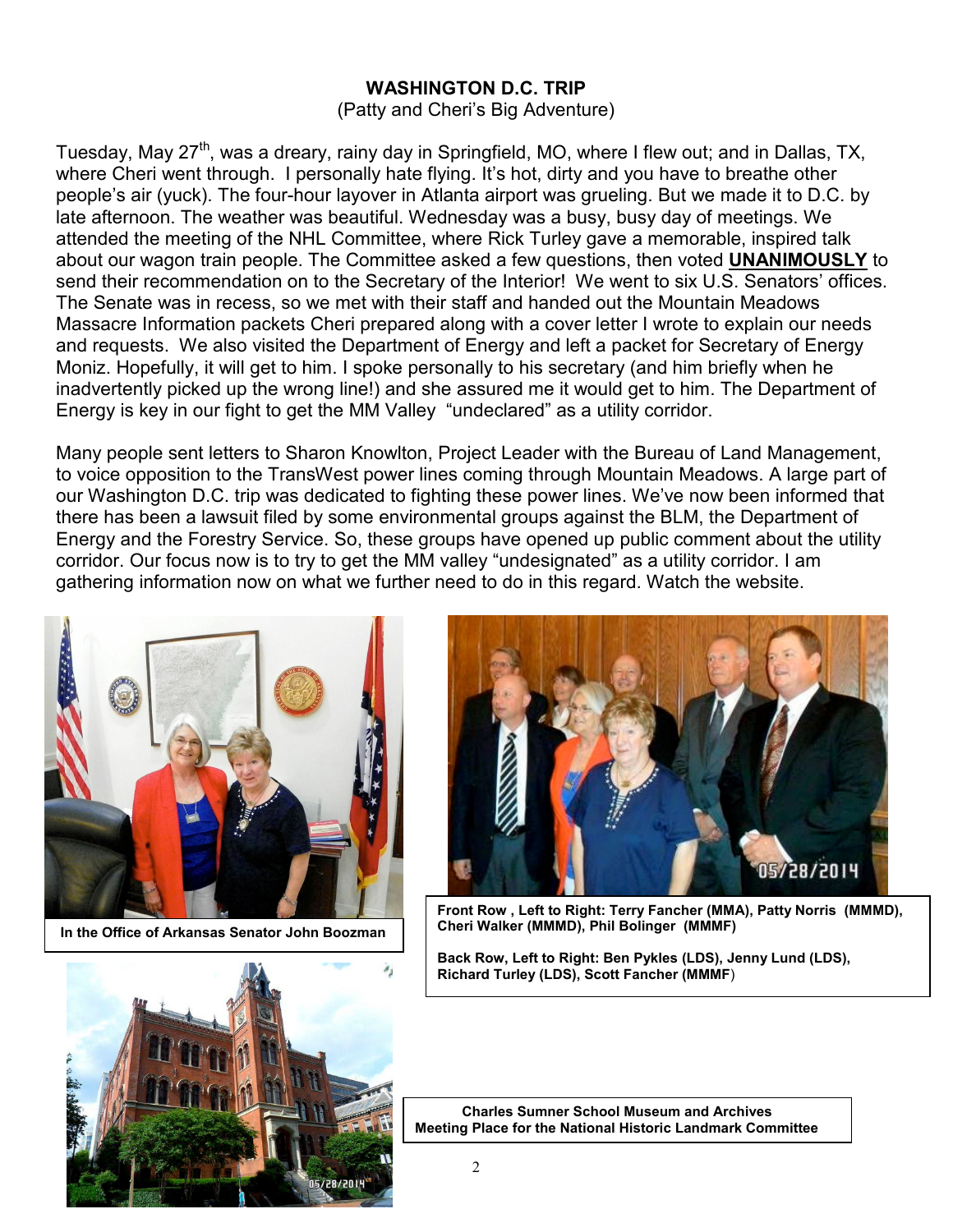## WASHINGTON D.C. TRIP

(Patty and Cheri's Big Adventure)

Tuesday, May 27th, was a dreary, rainy day in Springfield, MO, where I flew out; and in Dallas, TX, where Cheri went through. I personally hate flying. It's hot, dirty and you have to breathe other people's air (yuck). The four-hour layover in Atlanta airport was grueling. But we made it to D.C. by late afternoon. The weather was beautiful. Wednesday was a busy, busy day of meetings. We attended the meeting of the NHL Committee, where Rick Turley gave a memorable, inspired talk about our wagon train people. The Committee asked a few questions, then voted **UNANIMOUSLY** to send their recommendation on to the Secretary of the Interior! We went to six U.S. Senators' offices. The Senate was in recess, so we met with their staff and handed out the Mountain Meadows Massacre Information packets Cheri prepared along with a cover letter I wrote to explain our needs and requests. We also visited the Department of Energy and left a packet for Secretary of Energy Moniz. Hopefully, it will get to him. I spoke personally to his secretary (and him briefly when he inadvertently picked up the wrong line!) and she assured me it would get to him. The Department of Energy is key in our fight to get the MM Valley "undeclared" as a utility corridor.

Many people sent letters to Sharon Knowlton, Project Leader with the Bureau of Land Management, to voice opposition to the TransWest power lines coming through Mountain Meadows. A large part of our Washington D.C. trip was dedicated to fighting these power lines. We've now been informed that there has been a lawsuit filed by some environmental groups against the BLM, the Department of Energy and the Forestry Service. So, these groups have opened up public comment about the utility corridor. Our focus now is to try to get the MM valley "undesignated" as a utility corridor. I am gathering information now on what we further need to do in this regard. Watch the website.

**In the Office of Arkansas Senator John Boozman**

**Front Row , Left to Right: Terry Fancher (MMA), Patty Norris (MMMD), Cheri Walker (MMMD), Phil Bolinger (MMMF)**

**Back Row, Left to Right: Ben Pykles (LDS), Jenny Lund (LDS), Richard Turley (LDS), Scott Fancher (MMMF)**

**Charles Sumner School Museum and Archives**
**Meeting Place for the National Historic Landmark Committee**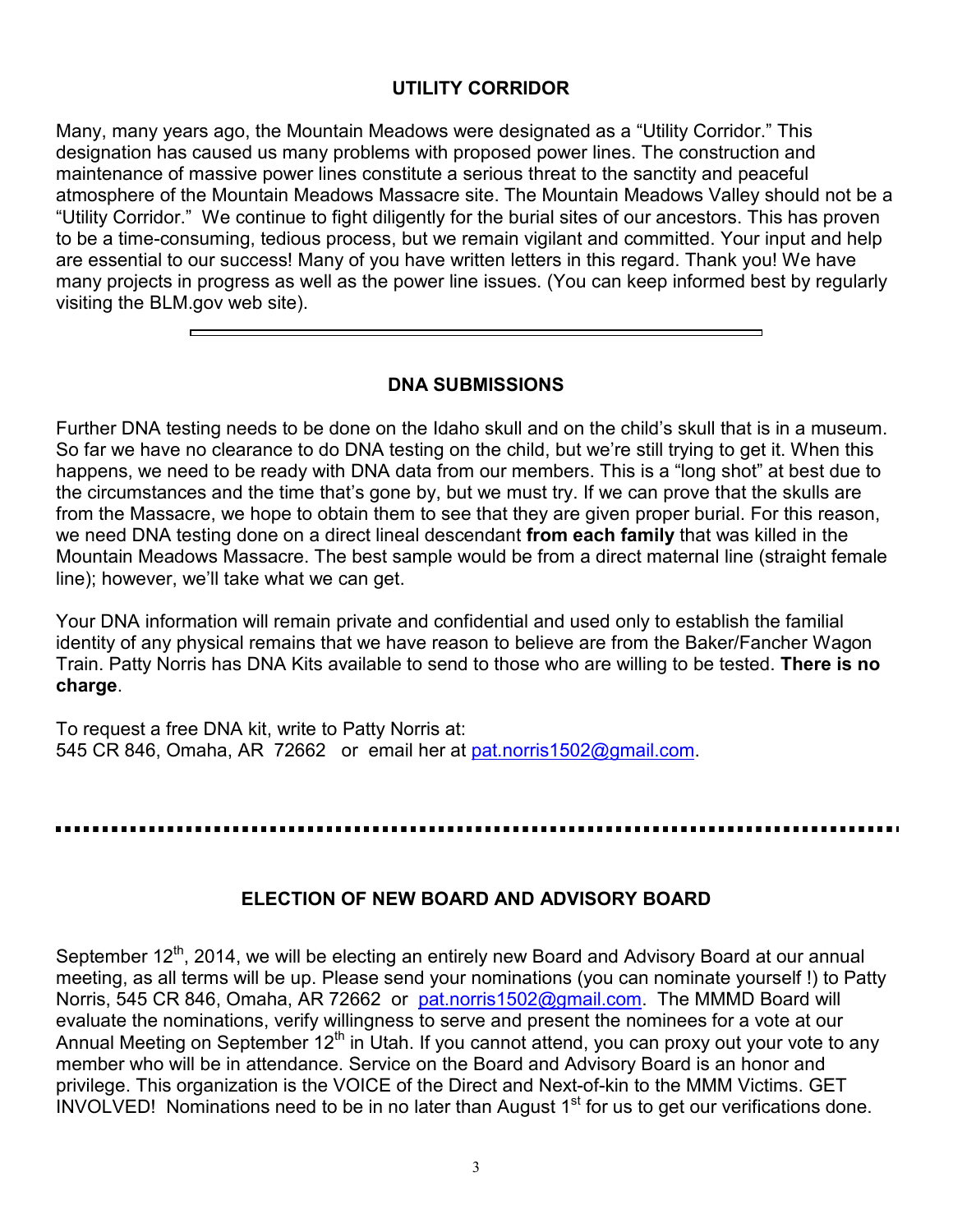## UTILITY CORRIDOR

Many, many years ago, the Mountain Meadows were designated as a “Utility Corridor.” This designation has caused us many problems with proposed power lines. The construction and maintenance of massive power lines constitute a serious threat to the sanctity and peaceful atmosphere of the Mountain Meadows Massacre site. The Mountain Meadows Valley should not be a “Utility Corridor.” We continue to fight diligently for the burial sites of our ancestors. This has proven to be a time-consuming, tedious process, but we remain vigilant and committed. Your input and help are essential to our success! Many of you have written letters in this regard. Thank you! We have many projects in progress as well as the power line issues. (You can keep informed best by regularly visiting the BLM.gov web site).

---

## DNA SUBMISSIONS

Further DNA testing needs to be done on the Idaho skull and on the child’s skull that is in a museum. So far we have no clearance to do DNA testing on the child, but we’re still trying to get it. When this happens, we need to be ready with DNA data from our members. This is a “long shot” at best due to the circumstances and the time that’s gone by, but we must try. If we can prove that the skulls are from the Massacre, we hope to obtain them to see that they are given proper burial. For this reason, we need DNA testing done on a direct lineal descendant **from each family** that was killed in the Mountain Meadows Massacre. The best sample would be from a direct maternal line (straight female line); however, we’ll take what we can get.

Your DNA information will remain private and confidential and used only to establish the familial identity of any physical remains that we have reason to believe are from the Baker/Fancher Wagon Train. Patty Norris has DNA Kits available to send to those who are willing to be tested. **There is no charge**.

To request a free DNA kit, write to Patty Norris at:
545 CR 846, Omaha, AR 72662 or email her at pat.norris1502@gmail.com.

---

## ELECTION OF NEW BOARD AND ADVISORY BOARD

September 12th, 2014, we will be electing an entirely new Board and Advisory Board at our annual meeting, as all terms will be up. Please send your nominations (you can nominate yourself !) to Patty Norris, 545 CR 846, Omaha, AR 72662 or pat.norris1502@gmail.com. The MMMD Board will evaluate the nominations, verify willingness to serve and present the nominees for a vote at our Annual Meeting on September 12th in Utah. If you cannot attend, you can proxy out your vote to any member who will be in attendance. Service on the Board and Advisory Board is an honor and privilege. This organization is the VOICE of the Direct and Next-of-kin to the MMM Victims. GET INVOLVED! Nominations need to be in no later than August 1st for us to get our verifications done.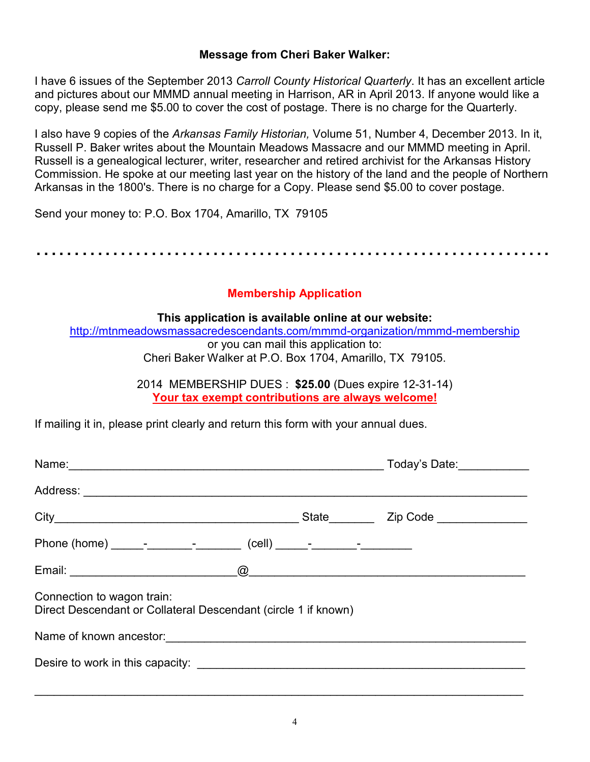**Message from Cheri Baker Walker:**

I have 6 issues of the September 2013 *Carroll County Historical Quarterly*. It has an excellent article and pictures about our MMMD annual meeting in Harrison, AR in April 2013. If anyone would like a copy, please send me $5.00 to cover the cost of postage. There is no charge for the Quarterly.

I also have 9 copies of the *Arkansas Family Historian,* Volume 51, Number 4, December 2013. In it, Russell P. Baker writes about the Mountain Meadows Massacre and our MMMD meeting in April. Russell is a genealogical lecturer, writer, researcher and retired archivist for the Arkansas History Commission. He spoke at our meeting last year on the history of the land and the people of Northern Arkansas in the 1800's. There is no charge for a Copy. Please send $5.00 to cover postage.

Send your money to: P.O. Box 1704, Amarillo, TX 79105

. . . . . . . . . . . . . . . . . . . . . . . . . . . . . . . . . . . . . . . . . . . . . . . . . . . . . . . . . . . . . . . .

## Membership Application

**This application is available online at our website:**
http://mtnmeadowsmassacredescendants.com/mmmd-organization/mmmd-membership
or you can mail this application to:
Cheri Baker Walker at P.O. Box 1704, Amarillo, TX 79105.

2014 MEMBERSHIP DUES : **$25.00** (Dues expire 12-31-14)
**Your tax exempt contributions are always welcome!**

If mailing it in, please print clearly and return this form with your annual dues.

Name:_______________________________________________ Today's Date:__________

Address: ____________________________________________________________________

City___________________________________ State_______ Zip Code _____________

Phone (home) _____-_______-_______ (cell) _____-_______-________

Email: _________________________@_________________________________________

Connection to wagon train:
Direct Descendant or Collateral Descendant (circle 1 if known)

Name of known ancestor:_________________________________________________________

Desire to work in this capacity: __________________________________________________

____________________________________________________________________________